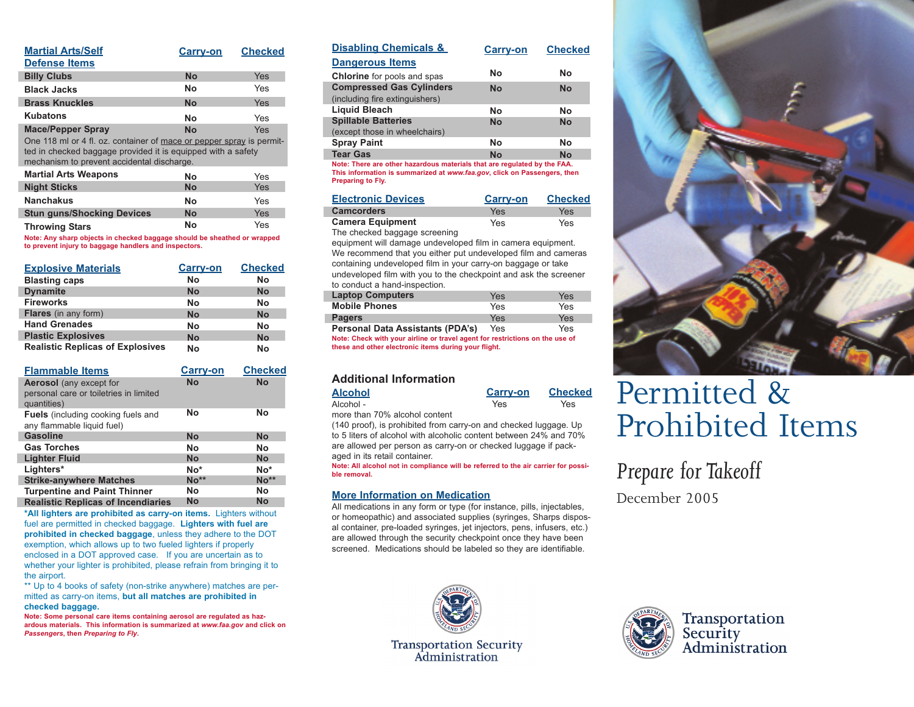| Martial Arts/Self Defense Items | Carry-on | Checked |
|---|---|---|
| **Billy Clubs** | **No** | Yes |
| **Black Jacks** | **No** | Yes |
| **Brass Knuckles** | **No** | Yes |
| **Kubatons** | **No** | Yes |
| **Mace/Pepper Spray** | **No** | Yes |
| One 118 ml or 4 fl. oz. container of mace or pepper spray is permitted in checked baggage provided it is equipped with a safety mechanism to prevent accidental discharge. | | |
| **Martial Arts Weapons** | **No** | Yes |
| **Night Sticks** | **No** | Yes |
| **Nanchakus** | **No** | Yes |
| **Stun guns/Shocking Devices** | **No** | Yes |
| **Throwing Stars** | **No** | Yes |

**Note: Any sharp objects in checked baggage should be sheathed or wrapped to prevent injury to baggage handlers and inspectors.**

| Explosive Materials | Carry-on | Checked |
|---|---|---|
| **Blasting caps** | **No** | **No** |
| **Dynamite** | **No** | **No** |
| **Fireworks** | **No** | **No** |
| **Flares** (in any form) | **No** | **No** |
| **Hand Grenades** | **No** | **No** |
| **Plastic Explosives** | **No** | **No** |
| **Realistic Replicas of Explosives** | **No** | **No** |

| Flammable Items | Carry-on | Checked |
|---|---|---|
| **Aerosol** (any except for personal care or toiletries in limited quantities) | **No** | **No** |
| **Fuels** (including cooking fuels and any flammable liquid fuel) | **No** | **No** |
| **Gasoline** | **No** | **No** |
| **Gas Torches** | **No** | **No** |
| **Lighter Fluid** | **No** | **No** |
| **Lighters*** | **No*** | **No*** |
| **Strike-anywhere Matches** | **No**** | **No**** |
| **Turpentine and Paint Thinner** | **No** | **No** |
| **Realistic Replicas of Incendiaries** | **No** | **No** |

***All lighters are prohibited as carry-on items.** Lighters without fuel are permitted in checked baggage. **Lighters with fuel are prohibited in checked baggage**, unless they adhere to the DOT exemption, which allows up to two fueled lighters if properly enclosed in a DOT approved case. If you are uncertain as to whether your lighter is prohibited, please refrain from bringing it to the airport.

** Up to 4 books of safety (non-strike anywhere) matches are permitted as carry-on items, **but all matches are prohibited in checked baggage.**

**Note: Some personal care items containing aerosol are regulated as hazardous materials. This information is summarized at *www.faa.gov* and click on *Passengers*, then *Preparing to Fly*.**

| Disabling Chemicals & Dangerous Items | Carry-on | Checked |
|---|---|---|
| **Chlorine** for pools and spas | **No** | **No** |
| **Compressed Gas Cylinders** (including fire extinguishers) | **No** | **No** |
| **Liquid Bleach** | **No** | **No** |
| **Spillable Batteries** (except those in wheelchairs) | **No** | **No** |
| **Spray Paint** | **No** | **No** |
| **Tear Gas** | **No** | **No** |

**Note: There are other hazardous materials that are regulated by the FAA. This information is summarized at *www.faa.gov*, click on Passengers, then Preparing to Fly.**

| Electronic Devices | Carry-on | Checked |
|---|---|---|
| **Camcorders** | Yes | Yes |
| **Camera Equipment** | Yes | Yes |
| The checked baggage screening equipment will damage undeveloped film in camera equipment. We recommend that you either put undeveloped film and cameras containing undeveloped film in your carry-on baggage or take undeveloped film with you to the checkpoint and ask the screener to conduct a hand-inspection. | | |
| **Laptop Computers** | Yes | Yes |
| **Mobile Phones** | Yes | Yes |
| **Pagers** | Yes | Yes |
| **Personal Data Assistants (PDA's)** | Yes | Yes |

**Note: Check with your airline or travel agent for restrictions on the use of these and other electronic items during your flight.**

## Additional Information

| Alcohol | Carry-on | Checked |
|---|---|---|
| Alcohol - | Yes | Yes |

more than 70% alcohol content (140 proof), is prohibited from carry-on and checked luggage. Up to 5 liters of alcohol with alcoholic content between 24% and 70% are allowed per person as carry-on or checked luggage if packaged in its retail container.

**Note: All alcohol not in compliance will be referred to the air carrier for possible removal.**

### More Information on Medication

All medications in any form or type (for instance, pills, injectables, or homeopathic) and associated supplies (syringes, Sharps disposal container, pre-loaded syringes, jet injectors, pens, infusers, etc.) are allowed through the security checkpoint once they have been screened. Medications should be labeled so they are identifiable.

Transportation Security Administration

# Permitted & Prohibited Items

## *Prepare for Takeoff*

December 2005

Transportation Security Administration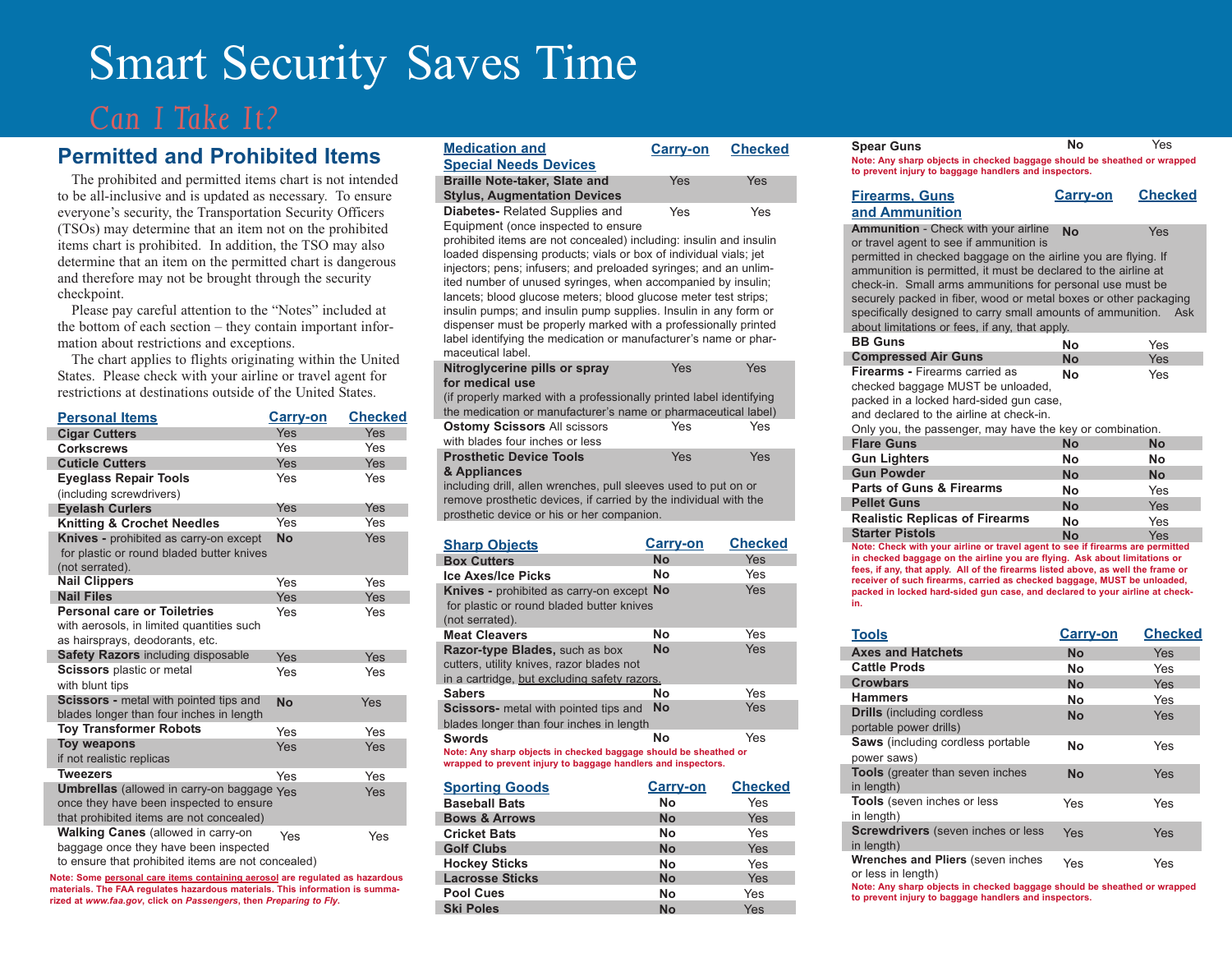# Smart Security Saves Time

## *Can I Take It?*

## Permitted and Prohibited Items

The prohibited and permitted items chart is not intended to be all-inclusive and is updated as necessary. To ensure everyone's security, the Transportation Security Officers (TSOs) may determine that an item not on the prohibited items chart is prohibited. In addition, the TSO may also determine that an item on the permitted chart is dangerous and therefore may not be brought through the security checkpoint.

Please pay careful attention to the "Notes" included at the bottom of each section – they contain important information about restrictions and exceptions.

The chart applies to flights originating within the United States. Please check with your airline or travel agent for restrictions at destinations outside of the United States.

| Personal Items | Carry-on | Checked |
|---|---|---|
| **Cigar Cutters** | Yes | Yes |
| **Corkscrews** | Yes | Yes |
| **Cuticle Cutters** | Yes | Yes |
| **Eyeglass Repair Tools** (including screwdrivers) | Yes | Yes |
| **Eyelash Curlers** | Yes | Yes |
| **Knitting & Crochet Needles** | Yes | Yes |
| **Knives -** prohibited as carry-on except for plastic or round bladed butter knives (not serrated). | **No** | Yes |
| **Nail Clippers** | Yes | Yes |
| **Nail Files** | Yes | Yes |
| **Personal care or Toiletries** with aerosols, in limited quantities such as hairsprays, deodorants, etc. | Yes | Yes |
| **Safety Razors** including disposable | Yes | Yes |
| **Scissors** plastic or metal with blunt tips | Yes | Yes |
| **Scissors -** metal with pointed tips and blades longer than four inches in length | **No** | Yes |
| **Toy Transformer Robots** | Yes | Yes |
| **Toy weapons** if not realistic replicas | Yes | Yes |
| **Tweezers** | Yes | Yes |
| **Umbrellas** (allowed in carry-on baggage once they have been inspected to ensure that prohibited items are not concealed) | Yes | Yes |
| **Walking Canes** (allowed in carry-on baggage once they have been inspected to ensure that prohibited items are not concealed) | Yes | Yes |

**Note: Some personal care items containing aerosol are regulated as hazardous materials. The FAA regulates hazardous materials. This information is summarized at *www.faa.gov*, click on *Passengers*, then *Preparing to Fly*.**

| Medication and Special Needs Devices | Carry-on | Checked |
|---|---|---|
| **Braille Note-taker, Slate and Stylus, Augmentation Devices** | Yes | Yes |
| **Diabetes-** Related Supplies and Equipment (once inspected to ensure prohibited items are not concealed) including: insulin and insulin loaded dispensing products; vials or box of individual vials; jet injectors; pens; infusers; and preloaded syringes; and an unlimited number of unused syringes, when accompanied by insulin; lancets; blood glucose meters; blood glucose meter test strips; insulin pumps; and insulin pump supplies. Insulin in any form or dispenser must be properly marked with a professionally printed label identifying the medication or manufacturer's name or pharmaceutical label. | Yes | Yes |
| **Nitroglycerine pills or spray for medical use** (if properly marked with a professionally printed label identifying the medication or manufacturer's name or pharmaceutical label) | Yes | Yes |
| **Ostomy Scissors** All scissors with blades four inches or less | Yes | Yes |
| **Prosthetic Device Tools & Appliances** including drill, allen wrenches, pull sleeves used to put on or remove prosthetic devices, if carried by the individual with the prosthetic device or his or her companion. | Yes | Yes |

| Sharp Objects | Carry-on | Checked |
|---|---|---|
| **Box Cutters** | **No** | Yes |
| **Ice Axes/Ice Picks** | **No** | Yes |
| **Knives -** prohibited as carry-on except for plastic or round bladed butter knives (not serrated). | **No** | Yes |
| **Meat Cleavers** | **No** | Yes |
| **Razor-type Blades,** such as box cutters, utility knives, razor blades not in a cartridge, but excluding safety razors. | **No** | Yes |
| **Sabers** | **No** | Yes |
| **Scissors-** metal with pointed tips and blades longer than four inches in length | **No** | Yes |
| **Swords** | **No** | Yes |

**Note: Any sharp objects in checked baggage should be sheathed or wrapped to prevent injury to baggage handlers and inspectors.**

| Sporting Goods | Carry-on | Checked |
|---|---|---|
| **Baseball Bats** | **No** | Yes |
| **Bows & Arrows** | **No** | Yes |
| **Cricket Bats** | **No** | Yes |
| **Golf Clubs** | **No** | Yes |
| **Hockey Sticks** | **No** | Yes |
| **Lacrosse Sticks** | **No** | Yes |
| **Pool Cues** | **No** | Yes |
| **Ski Poles** | **No** | Yes |
| **Spear Guns** | **No** | Yes |

**Note: Any sharp objects in checked baggage should be sheathed or wrapped to prevent injury to baggage handlers and inspectors.**

| Firearms, Guns and Ammunition | Carry-on | Checked |
|---|---|---|
| **Ammunition** - Check with your airline or travel agent to see if ammunition is permitted in checked baggage on the airline you are flying. If ammunition is permitted, it must be declared to the airline at check-in. Small arms ammunitions for personal use must be securely packed in fiber, wood or metal boxes or other packaging specifically designed to carry small amounts of ammunition. Ask about limitations or fees, if any, that apply. | **No** | Yes |
| **BB Guns** | **No** | Yes |
| **Compressed Air Guns** | **No** | Yes |
| **Firearms -** Firearms carried as checked baggage MUST be unloaded, packed in a locked hard-sided gun case, and declared to the airline at check-in. Only you, the passenger, may have the key or combination. | **No** | Yes |
| **Flare Guns** | **No** | **No** |
| **Gun Lighters** | **No** | **No** |
| **Gun Powder** | **No** | **No** |
| **Parts of Guns & Firearms** | **No** | Yes |
| **Pellet Guns** | **No** | Yes |
| **Realistic Replicas of Firearms** | **No** | Yes |
| **Starter Pistols** | **No** | Yes |

**Note: Check with your airline or travel agent to see if firearms are permitted in checked baggage on the airline you are flying. Ask about limitations or fees, if any, that apply. All of the firearms listed above, as well the frame or receiver of such firearms, carried as checked baggage, MUST be unloaded, packed in locked hard-sided gun case, and declared to your airline at check-in.**

| Tools | Carry-on | Checked |
|---|---|---|
| **Axes and Hatchets** | **No** | Yes |
| **Cattle Prods** | **No** | Yes |
| **Crowbars** | **No** | Yes |
| **Hammers** | **No** | Yes |
| **Drills** (including cordless portable power drills) | **No** | Yes |
| **Saws** (including cordless portable power saws) | **No** | Yes |
| **Tools** (greater than seven inches in length) | **No** | Yes |
| **Tools** (seven inches or less in length) | Yes | Yes |
| **Screwdrivers** (seven inches or less in length) | Yes | Yes |
| **Wrenches and Pliers** (seven inches or less in length) | Yes | Yes |

**Note: Any sharp objects in checked baggage should be sheathed or wrapped to prevent injury to baggage handlers and inspectors.**